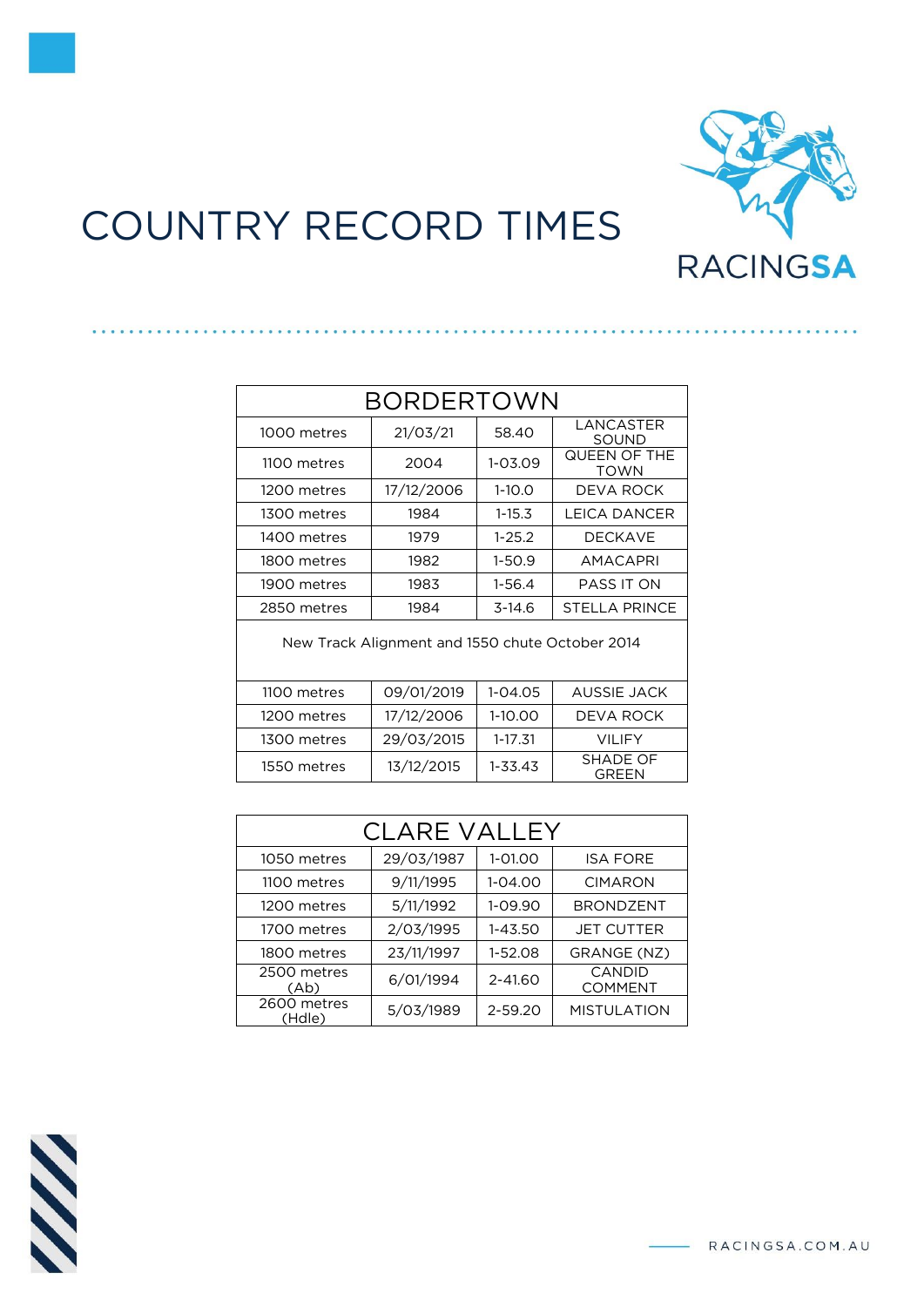# COUNTRY RECORD TIMES

RACINGSA

## BORDERTOWN

| BORDERTOWN | | | |
|---|---|---|---|
| 1000 metres | 21/03/21 | 58.40 | LANCASTER SOUND |
| 1100 metres | 2004 | 1-03.09 | QUEEN OF THE TOWN |
| 1200 metres | 17/12/2006 | 1-10.0 | DEVA ROCK |
| 1300 metres | 1984 | 1-15.3 | LEICA DANCER |
| 1400 metres | 1979 | 1-25.2 | DECKAVE |
| 1800 metres | 1982 | 1-50.9 | AMACAPRI |
| 1900 metres | 1983 | 1-56.4 | PASS IT ON |
| 2850 metres | 1984 | 3-14.6 | STELLA PRINCE |
| New Track Alignment and 1550 chute October 2014 | | | |
| 1100 metres | 09/01/2019 | 1-04.05 | AUSSIE JACK |
| 1200 metres | 17/12/2006 | 1-10.00 | DEVA ROCK |
| 1300 metres | 29/03/2015 | 1-17.31 | VILIFY |
| 1550 metres | 13/12/2015 | 1-33.43 | SHADE OF GREEN |

## CLARE VALLEY

| CLARE VALLEY | | | |
|---|---|---|---|
| 1050 metres | 29/03/1987 | 1-01.00 | ISA FORE |
| 1100 metres | 9/11/1995 | 1-04.00 | CIMARON |
| 1200 metres | 5/11/1992 | 1-09.90 | BRONDZENT |
| 1700 metres | 2/03/1995 | 1-43.50 | JET CUTTER |
| 1800 metres | 23/11/1997 | 1-52.08 | GRANGE (NZ) |
| 2500 metres (Ab) | 6/01/1994 | 2-41.60 | CANDID COMMENT |
| 2600 metres (Hdle) | 5/03/1989 | 2-59.20 | MISTULATION |

RACINGSA.COM.AU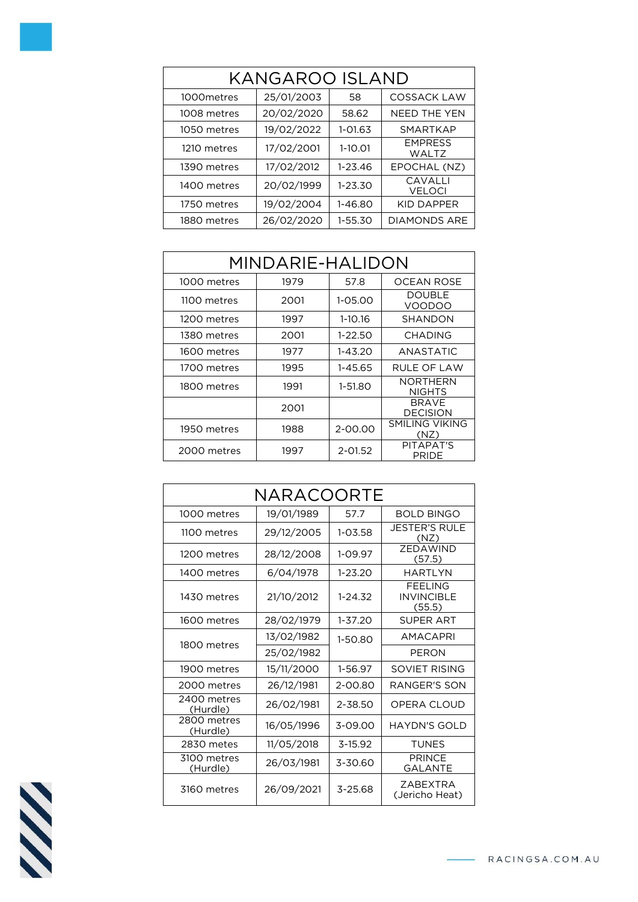| KANGAROO ISLAND | | | |
|---|---|---|---|
| 1000metres | 25/01/2003 | 58 | COSSACK LAW |
| 1008 metres | 20/02/2020 | 58.62 | NEED THE YEN |
| 1050 metres | 19/02/2022 | 1-01.63 | SMARTKAP |
| 1210 metres | 17/02/2001 | 1-10.01 | EMPRESS WALTZ |
| 1390 metres | 17/02/2012 | 1-23.46 | EPOCHAL (NZ) |
| 1400 metres | 20/02/1999 | 1-23.30 | CAVALLI VELOCI |
| 1750 metres | 19/02/2004 | 1-46.80 | KID DAPPER |
| 1880 metres | 26/02/2020 | 1-55.30 | DIAMONDS ARE |

| MINDARIE-HALIDON | | | |
|---|---|---|---|
| 1000 metres | 1979 | 57.8 | OCEAN ROSE |
| 1100 metres | 2001 | 1-05.00 | DOUBLE VOODOO |
| 1200 metres | 1997 | 1-10.16 | SHANDON |
| 1380 metres | 2001 | 1-22.50 | CHADING |
| 1600 metres | 1977 | 1-43.20 | ANASTATIC |
| 1700 metres | 1995 | 1-45.65 | RULE OF LAW |
| 1800 metres | 1991 | 1-51.80 | NORTHERN NIGHTS |
| | 2001 | | BRAVE DECISION |
| 1950 metres | 1988 | 2-00.00 | SMILING VIKING (NZ) |
| 2000 metres | 1997 | 2-01.52 | PITAPAT'S PRIDE |

| NARACOORTE | | | |
|---|---|---|---|
| 1000 metres | 19/01/1989 | 57.7 | BOLD BINGO |
| 1100 metres | 29/12/2005 | 1-03.58 | JESTER'S RULE (NZ) |
| 1200 metres | 28/12/2008 | 1-09.97 | ZEDAWIND (57.5) |
| 1400 metres | 6/04/1978 | 1-23.20 | HARTLYN |
| 1430 metres | 21/10/2012 | 1-24.32 | FEELING INVINCIBLE (55.5) |
| 1600 metres | 28/02/1979 | 1-37.20 | SUPER ART |
| 1800 metres | 13/02/1982 | 1-50.80 | AMACAPRI |
| | 25/02/1982 | | PERON |
| 1900 metres | 15/11/2000 | 1-56.97 | SOVIET RISING |
| 2000 metres | 26/12/1981 | 2-00.80 | RANGER'S SON |
| 2400 metres (Hurdle) | 26/02/1981 | 2-38.50 | OPERA CLOUD |
| 2800 metres (Hurdle) | 16/05/1996 | 3-09.00 | HAYDN'S GOLD |
| 2830 metres | 11/05/2018 | 3-15.92 | TUNES |
| 3100 metres (Hurdle) | 26/03/1981 | 3-30.60 | PRINCE GALANTE |
| 3160 metres | 26/09/2021 | 3-25.68 | ZABEXTRA (Jericho Heat) |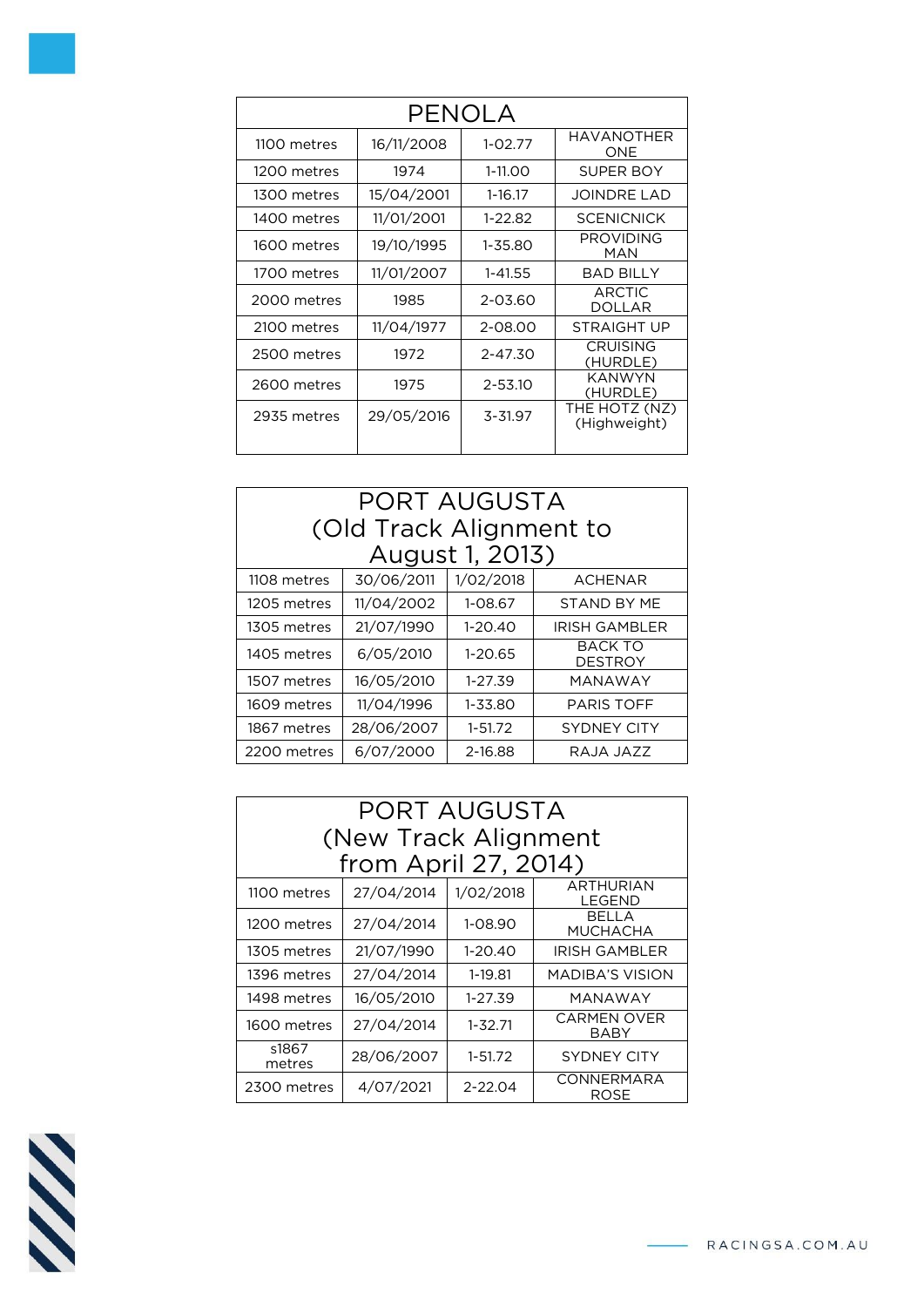| PENOLA | | | |
|---|---|---|---|
| 1100 metres | 16/11/2008 | 1-02.77 | HAVANOTHER ONE |
| 1200 metres | 1974 | 1-11.00 | SUPER BOY |
| 1300 metres | 15/04/2001 | 1-16.17 | JOINDRE LAD |
| 1400 metres | 11/01/2001 | 1-22.82 | SCENICNICK |
| 1600 metres | 19/10/1995 | 1-35.80 | PROVIDING MAN |
| 1700 metres | 11/01/2007 | 1-41.55 | BAD BILLY |
| 2000 metres | 1985 | 2-03.60 | ARCTIC DOLLAR |
| 2100 metres | 11/04/1977 | 2-08.00 | STRAIGHT UP |
| 2500 metres | 1972 | 2-47.30 | CRUISING (HURDLE) |
| 2600 metres | 1975 | 2-53.10 | KANWYN (HURDLE) |
| 2935 metres | 29/05/2016 | 3-31.97 | THE HOTZ (NZ) (Highweight) |

| PORT AUGUSTA (Old Track Alignment to August 1, 2013) | | | |
|---|---|---|---|
| 1108 metres | 30/06/2011 | 1/02/2018 | ACHENAR |
| 1205 metres | 11/04/2002 | 1-08.67 | STAND BY ME |
| 1305 metres | 21/07/1990 | 1-20.40 | IRISH GAMBLER |
| 1405 metres | 6/05/2010 | 1-20.65 | BACK TO DESTROY |
| 1507 metres | 16/05/2010 | 1-27.39 | MANAWAY |
| 1609 metres | 11/04/1996 | 1-33.80 | PARIS TOFF |
| 1867 metres | 28/06/2007 | 1-51.72 | SYDNEY CITY |
| 2200 metres | 6/07/2000 | 2-16.88 | RAJA JAZZ |

| PORT AUGUSTA (New Track Alignment from April 27, 2014) | | | |
|---|---|---|---|
| 1100 metres | 27/04/2014 | 1/02/2018 | ARTHURIAN LEGEND |
| 1200 metres | 27/04/2014 | 1-08.90 | BELLA MUCHACHA |
| 1305 metres | 21/07/1990 | 1-20.40 | IRISH GAMBLER |
| 1396 metres | 27/04/2014 | 1-19.81 | MADIBA'S VISION |
| 1498 metres | 16/05/2010 | 1-27.39 | MANAWAY |
| 1600 metres | 27/04/2014 | 1-32.71 | CARMEN OVER BABY |
| s1867 metres | 28/06/2007 | 1-51.72 | SYDNEY CITY |
| 2300 metres | 4/07/2021 | 2-22.04 | CONNERMARA ROSE |